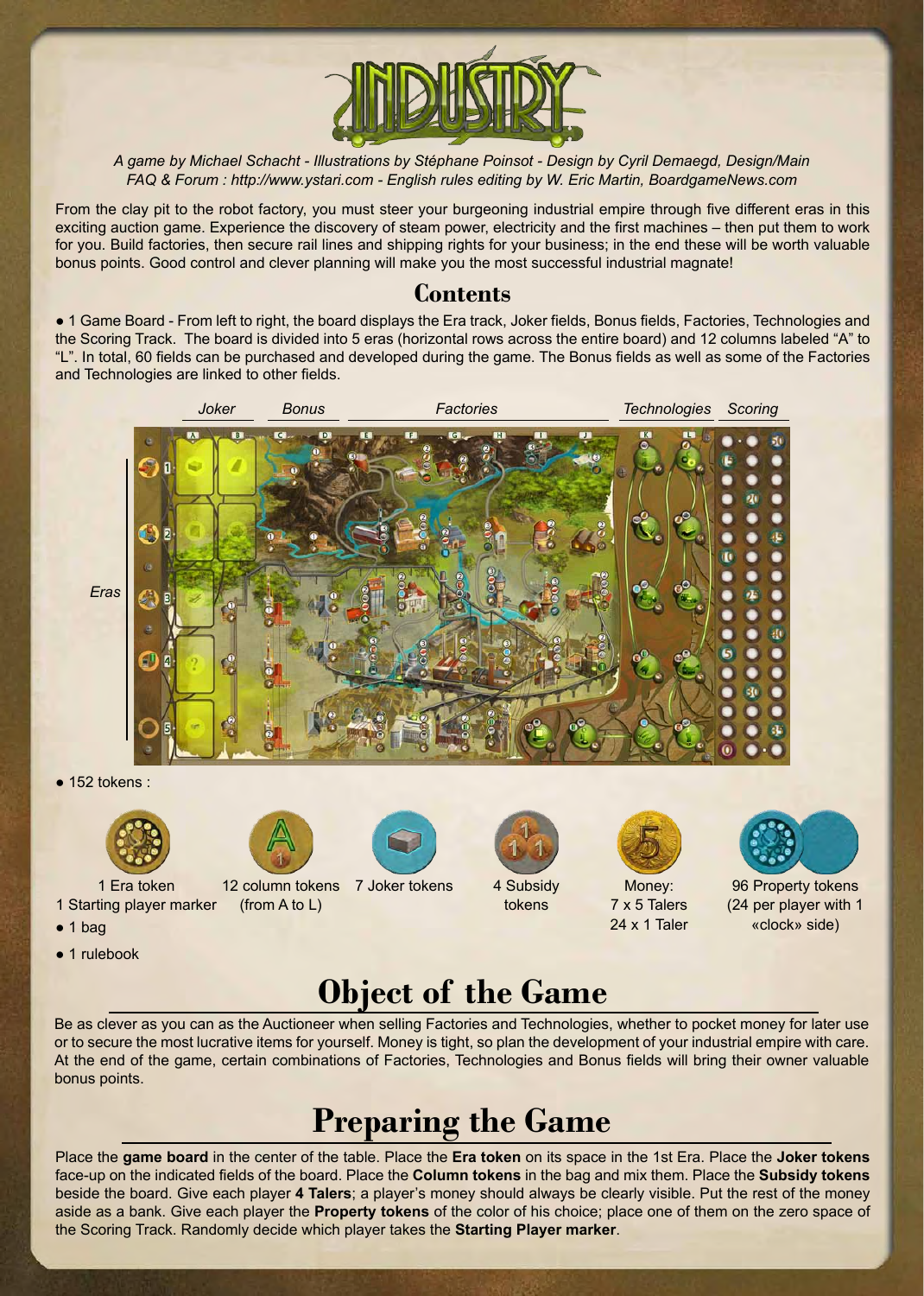# INDUSTRY

*A game by Michael Schacht - Illustrations by Stéphane Poinsot - Design by Cyril Demaegd, Design/Main FAQ & Forum : http://www.ystari.com - English rules editing by W. Eric Martin, BoardgameNews.com*

From the clay pit to the robot factory, you must steer your burgeoning industrial empire through five different eras in this exciting auction game. Experience the discovery of steam power, electricity and the first machines – then put them to work for you. Build factories, then secure rail lines and shipping rights for your business; in the end these will be worth valuable bonus points. Good control and clever planning will make you the most successful industrial magnate!

## Contents

- 1 Game Board - From left to right, the board displays the Era track, Joker fields, Bonus fields, Factories, Technologies and the Scoring Track. The board is divided into 5 eras (horizontal rows across the entire board) and 12 columns labeled "A" to "L". In total, 60 fields can be purchased and developed during the game. The Bonus fields as well as some of the Factories and Technologies are linked to other fields.

*Joker* *Bonus* *Factories* *Technologies* *Scoring*

*Eras*

- 152 tokens :

1 Era token
1 Starting player marker

12 column tokens (from A to L)

7 Joker tokens

4 Subsidy tokens

Money:
7 x 5 Talers
24 x 1 Taler

96 Property tokens (24 per player with 1 «clock» side)

- 1 bag
- 1 rulebook

## Object of the Game

Be as clever as you can as the Auctioneer when selling Factories and Technologies, whether to pocket money for later use or to secure the most lucrative items for yourself. Money is tight, so plan the development of your industrial empire with care. At the end of the game, certain combinations of Factories, Technologies and Bonus fields will bring their owner valuable bonus points.

## Preparing the Game

Place the **game board** in the center of the table. Place the **Era token** on its space in the 1st Era. Place the **Joker tokens** face-up on the indicated fields of the board. Place the **Column tokens** in the bag and mix them. Place the **Subsidy tokens** beside the board. Give each player **4 Talers**; a player's money should always be clearly visible. Put the rest of the money aside as a bank. Give each player the **Property tokens** of the color of his choice; place one of them on the zero space of the Scoring Track. Randomly decide which player takes the **Starting Player marker**.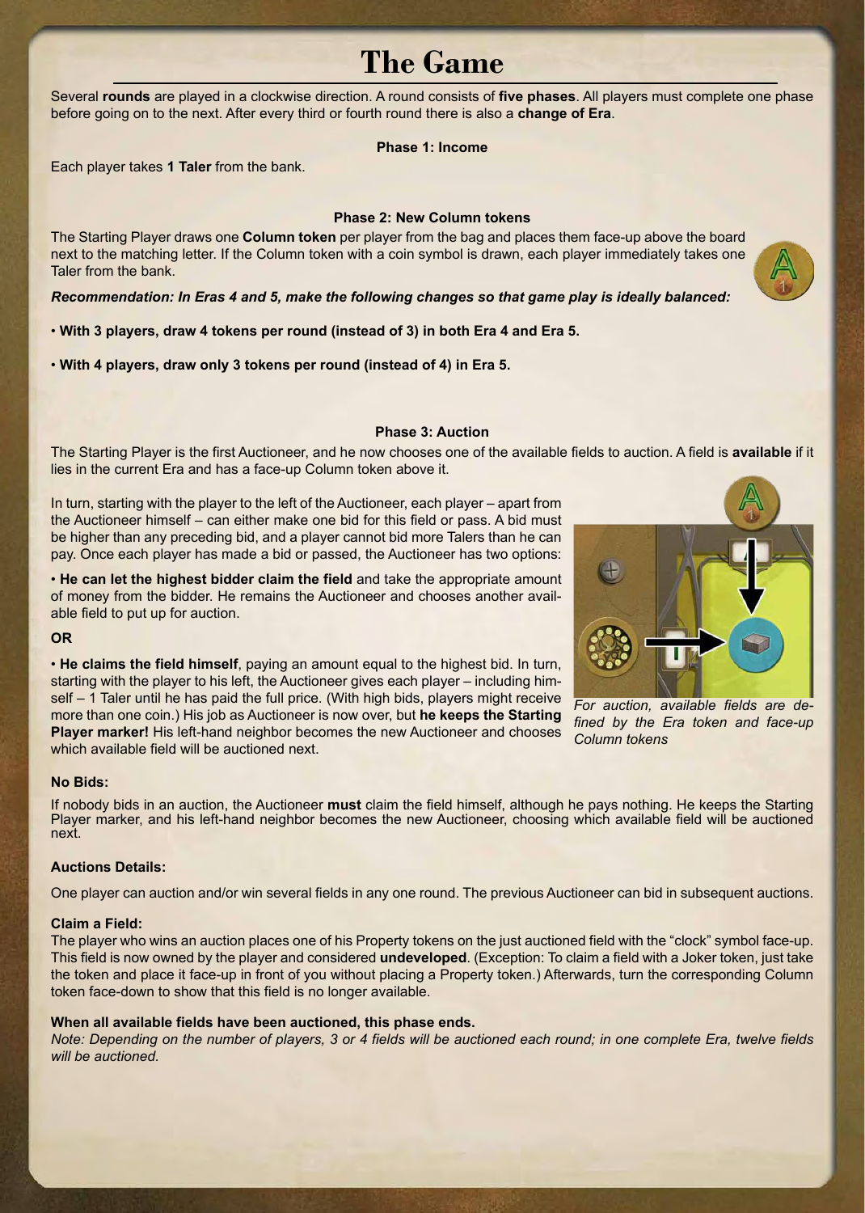# The Game

Several **rounds** are played in a clockwise direction. A round consists of **five phases**. All players must complete one phase before going on to the next. After every third or fourth round there is also a **change of Era**.

### Phase 1: Income

Each player takes **1 Taler** from the bank.

### Phase 2: New Column tokens

The Starting Player draws one **Column token** per player from the bag and places them face-up above the board next to the matching letter. If the Column token with a coin symbol is drawn, each player immediately takes one Taler from the bank.

***Recommendation: In Eras 4 and 5, make the following changes so that game play is ideally balanced:***

- **With 3 players, draw 4 tokens per round (instead of 3) in both Era 4 and Era 5.**
- **With 4 players, draw only 3 tokens per round (instead of 4) in Era 5.**

### Phase 3: Auction

The Starting Player is the first Auctioneer, and he now chooses one of the available fields to auction. A field is **available** if it lies in the current Era and has a face-up Column token above it.

In turn, starting with the player to the left of the Auctioneer, each player – apart from the Auctioneer himself – can either make one bid for this field or pass. A bid must be higher than any preceding bid, and a player cannot bid more Talers than he can pay. Once each player has made a bid or passed, the Auctioneer has two options:

- **He can let the highest bidder claim the field** and take the appropriate amount of money from the bidder. He remains the Auctioneer and chooses another available field to put up for auction.

**OR**

- **He claims the field himself**, paying an amount equal to the highest bid. In turn, starting with the player to his left, the Auctioneer gives each player – including himself – 1 Taler until he has paid the full price. (With high bids, players might receive more than one coin.) His job as Auctioneer is now over, but **he keeps the Starting Player marker!** His left-hand neighbor becomes the new Auctioneer and chooses which available field will be auctioned next.

*For auction, available fields are defined by the Era token and face-up Column tokens*

**No Bids:**

If nobody bids in an auction, the Auctioneer **must** claim the field himself, although he pays nothing. He keeps the Starting Player marker, and his left-hand neighbor becomes the new Auctioneer, choosing which available field will be auctioned next.

**Auctions Details:**

One player can auction and/or win several fields in any one round. The previous Auctioneer can bid in subsequent auctions.

**Claim a Field:**

The player who wins an auction places one of his Property tokens on the just auctioned field with the "clock" symbol face-up. This field is now owned by the player and considered **undeveloped**. (Exception: To claim a field with a Joker token, just take the token and place it face-up in front of you without placing a Property token.) Afterwards, turn the corresponding Column token face-down to show that this field is no longer available.

**When all available fields have been auctioned, this phase ends.**

*Note: Depending on the number of players, 3 or 4 fields will be auctioned each round; in one complete Era, twelve fields will be auctioned.*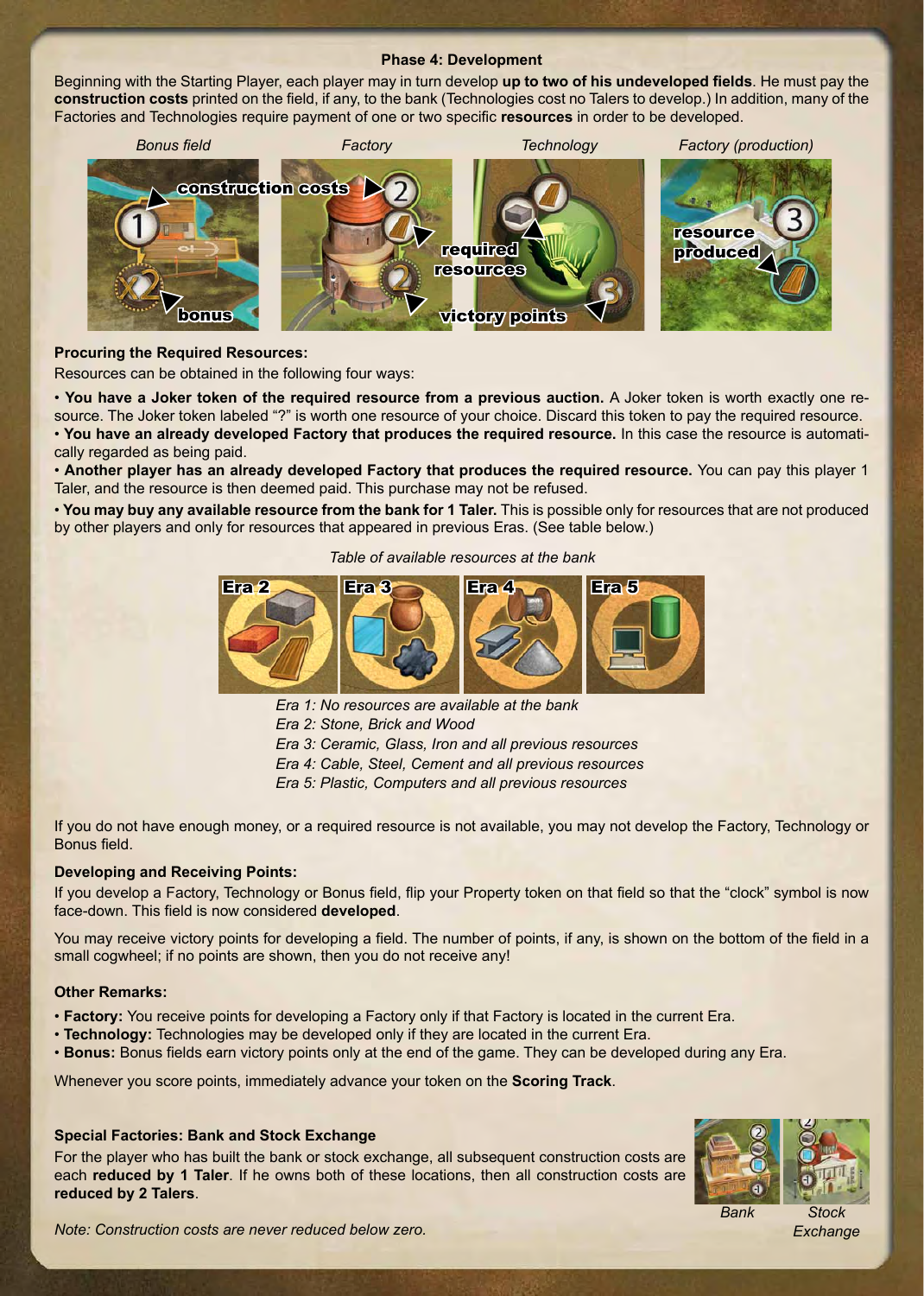### Phase 4: Development

Beginning with the Starting Player, each player may in turn develop **up to two of his undeveloped fields**. He must pay the **construction costs** printed on the field, if any, to the bank (Technologies cost no Talers to develop.) In addition, many of the Factories and Technologies require payment of one or two specific **resources** in order to be developed.

*Bonus field* *Factory* *Technology* *Factory (production)*

construction costs, required resources, bonus, victory points, resource produced

#### Procuring the Required Resources:

Resources can be obtained in the following four ways:

- **You have a Joker token of the required resource from a previous auction.** A Joker token is worth exactly one resource. The Joker token labeled "?" is worth one resource of your choice. Discard this token to pay the required resource.
- **You have an already developed Factory that produces the required resource.** In this case the resource is automatically regarded as being paid.
- **Another player has an already developed Factory that produces the required resource.** You can pay this player 1 Taler, and the resource is then deemed paid. This purchase may not be refused.
- **You may buy any available resource from the bank for 1 Taler.** This is possible only for resources that are not produced by other players and only for resources that appeared in previous Eras. (See table below.)

*Table of available resources at the bank*

Era 2 | Era 3 | Era 4 | Era 5

*Era 1: No resources are available at the bank*
*Era 2: Stone, Brick and Wood*
*Era 3: Ceramic, Glass, Iron and all previous resources*
*Era 4: Cable, Steel, Cement and all previous resources*
*Era 5: Plastic, Computers and all previous resources*

If you do not have enough money, or a required resource is not available, you may not develop the Factory, Technology or Bonus field.

#### Developing and Receiving Points:

If you develop a Factory, Technology or Bonus field, flip your Property token on that field so that the "clock" symbol is now face-down. This field is now considered **developed**.

You may receive victory points for developing a field. The number of points, if any, is shown on the bottom of the field in a small cogwheel; if no points are shown, then you do not receive any!

#### Other Remarks:

- **Factory:** You receive points for developing a Factory only if that Factory is located in the current Era.
- **Technology:** Technologies may be developed only if they are located in the current Era.
- **Bonus:** Bonus fields earn victory points only at the end of the game. They can be developed during any Era.

Whenever you score points, immediately advance your token on the **Scoring Track**.

#### Special Factories: Bank and Stock Exchange

For the player who has built the bank or stock exchange, all subsequent construction costs are each **reduced by 1 Taler**. If he owns both of these locations, then all construction costs are **reduced by 2 Talers**.

*Bank* *Stock Exchange*

*Note: Construction costs are never reduced below zero.*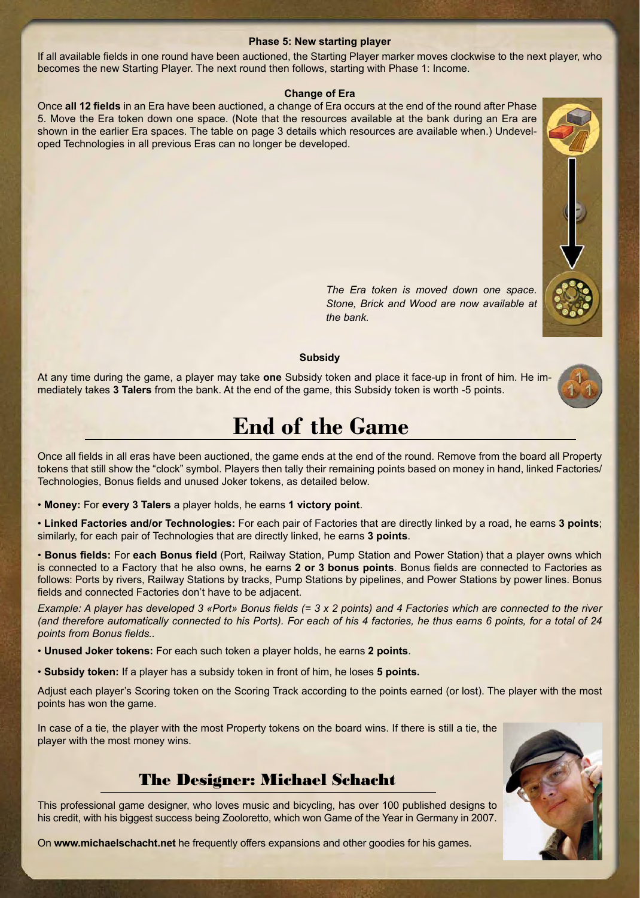### Phase 5: New starting player

If all available fields in one round have been auctioned, the Starting Player marker moves clockwise to the next player, who becomes the new Starting Player. The next round then follows, starting with Phase 1: Income.

### Change of Era

Once **all 12 fields** in an Era have been auctioned, a change of Era occurs at the end of the round after Phase 5. Move the Era token down one space. (Note that the resources available at the bank during an Era are shown in the earlier Era spaces. The table on page 3 details which resources are available when.) Undeveloped Technologies in all previous Eras can no longer be developed.

*The Era token is moved down one space. Stone, Brick and Wood are now available at the bank.*

### Subsidy

At any time during the game, a player may take **one** Subsidy token and place it face-up in front of him. He immediately takes **3 Talers** from the bank. At the end of the game, this Subsidy token is worth -5 points.

# End of the Game

Once all fields in all eras have been auctioned, the game ends at the end of the round. Remove from the board all Property tokens that still show the "clock" symbol. Players then tally their remaining points based on money in hand, linked Factories/Technologies, Bonus fields and unused Joker tokens, as detailed below.

- **Money:** For **every 3 Talers** a player holds, he earns **1 victory point**.
- **Linked Factories and/or Technologies:** For each pair of Factories that are directly linked by a road, he earns **3 points**; similarly, for each pair of Technologies that are directly linked, he earns **3 points**.
- **Bonus fields:** For **each Bonus field** (Port, Railway Station, Pump Station and Power Station) that a player owns which is connected to a Factory that he also owns, he earns **2 or 3 bonus points**. Bonus fields are connected to Factories as follows: Ports by rivers, Railway Stations by tracks, Pump Stations by pipelines, and Power Stations by power lines. Bonus fields and connected Factories don't have to be adjacent.

*Example: A player has developed 3 «Port» Bonus fields (= 3 x 2 points) and 4 Factories which are connected to the river (and therefore automatically connected to his Ports). For each of his 4 factories, he thus earns 6 points, for a total of 24 points from Bonus fields..*

- **Unused Joker tokens:** For each such token a player holds, he earns **2 points**.
- **Subsidy token:** If a player has a subsidy token in front of him, he loses **5 points.**

Adjust each player's Scoring token on the Scoring Track according to the points earned (or lost). The player with the most points has won the game.

In case of a tie, the player with the most Property tokens on the board wins. If there is still a tie, the player with the most money wins.

## The Designer: Michael Schacht

This professional game designer, who loves music and bicycling, has over 100 published designs to his credit, with his biggest success being Zooloretto, which won Game of the Year in Germany in 2007.

On **www.michaelschacht.net** he frequently offers expansions and other goodies for his games.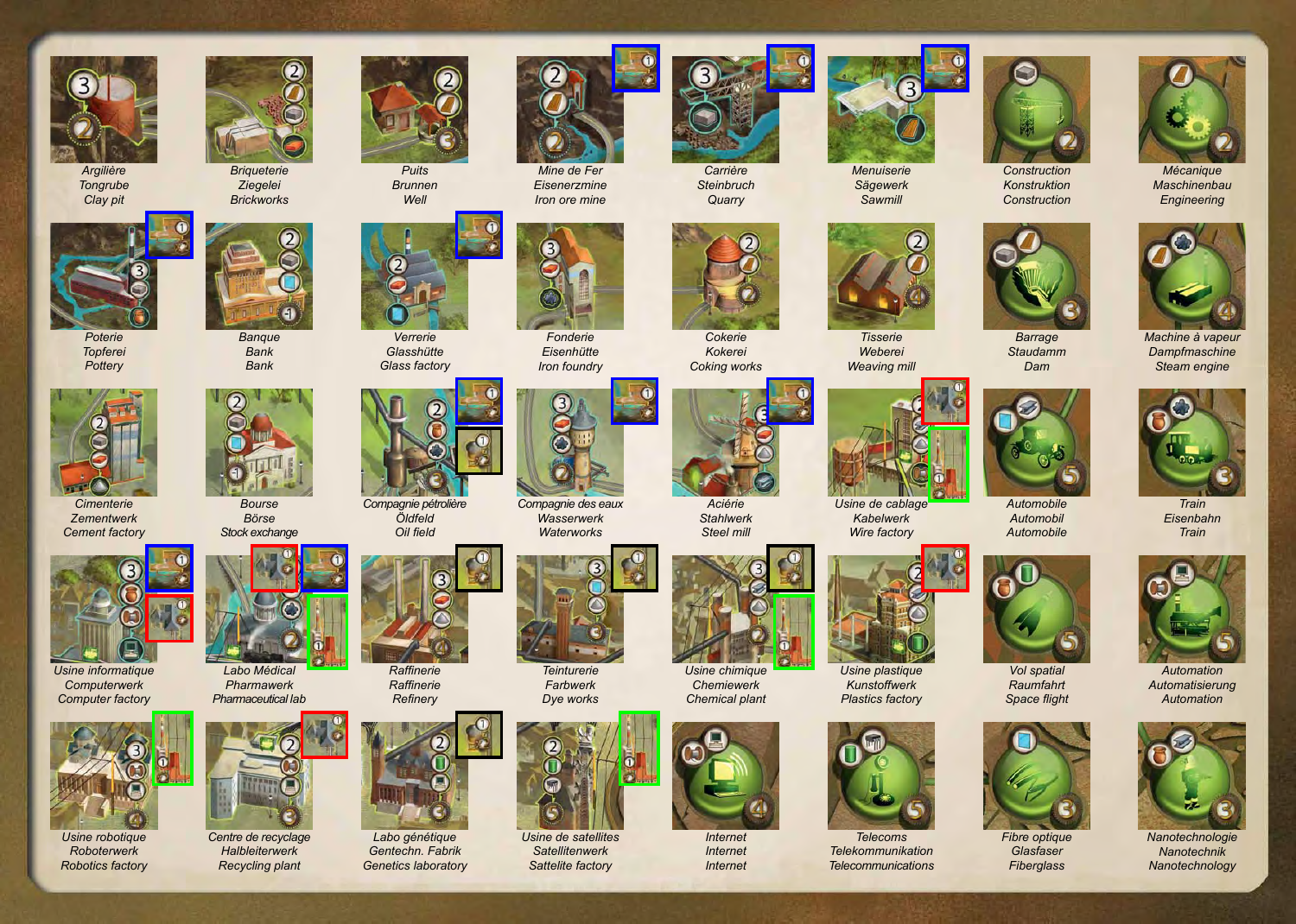| | | | | | | | |
|---|---|---|---|---|---|---|---|
| Argilière<br>Tongrube<br>Clay pit | Briqueterie<br>Ziegelei<br>Brickworks | Puits<br>Brunnen<br>Well | Mine de Fer<br>Eisenerzmine<br>Iron ore mine | Carrière<br>Steinbruch<br>Quarry | Menuiserie<br>Sägewerk<br>Sawmill | Construction<br>Konstruktion<br>Construction | Mécanique<br>Maschinenbau<br>Engineering |
| Poterie<br>Topferei<br>Pottery | Banque<br>Bank<br>Bank | Verrerie<br>Glashütte<br>Glass factory | Fonderie<br>Eisenhütte<br>Iron foundry | Cokerie<br>Kokerei<br>Coking works | Tisserie<br>Weberei<br>Weaving mill | Barrage<br>Staudamm<br>Dam | Machine à vapeur<br>Dampfmaschine<br>Steam engine |
| Cimenterie<br>Zementwerk<br>Cement factory | Bourse<br>Börse<br>Stock exchange | Compagnie pétrolière<br>Ölfeld<br>Oil field | Compagnie des eaux<br>Wasserwerk<br>Waterworks | Aciérie<br>Stahlwerk<br>Steel mill | Usine de cablage<br>Kabelwerk<br>Wire factory | Automobile<br>Automobil<br>Automobile | Train<br>Eisenbahn<br>Train |
| Usine informatique<br>Computerwerk<br>Computer factory | Labo Médical<br>Pharmawerk<br>Pharmaceutical lab | Raffinerie<br>Raffinerie<br>Refinery | Teinturerie<br>Farbwerk<br>Dye works | Usine chimique<br>Chemiewerk<br>Chemical plant | Usine plastique<br>Kunststoffwerk<br>Plastics factory | Vol spatial<br>Raumfahrt<br>Space flight | Automation<br>Automatisierung<br>Automation |
| Usine robotique<br>Roboterwerk<br>Robotics factory | Centre de recyclage<br>Halbleiterwerk<br>Recycling plant | Labo génétique<br>Gentechn. Fabrik<br>Genetics laboratory | Usine de satellites<br>Satellitenwerk<br>Sattelite factory | Internet<br>Internet<br>Internet | Telecoms<br>Telekommunikation<br>Telecommunications | Fibre optique<br>Glasfaser<br>Fiberglass | Nanotechnologie<br>Nanotechnik<br>Nanotechnology |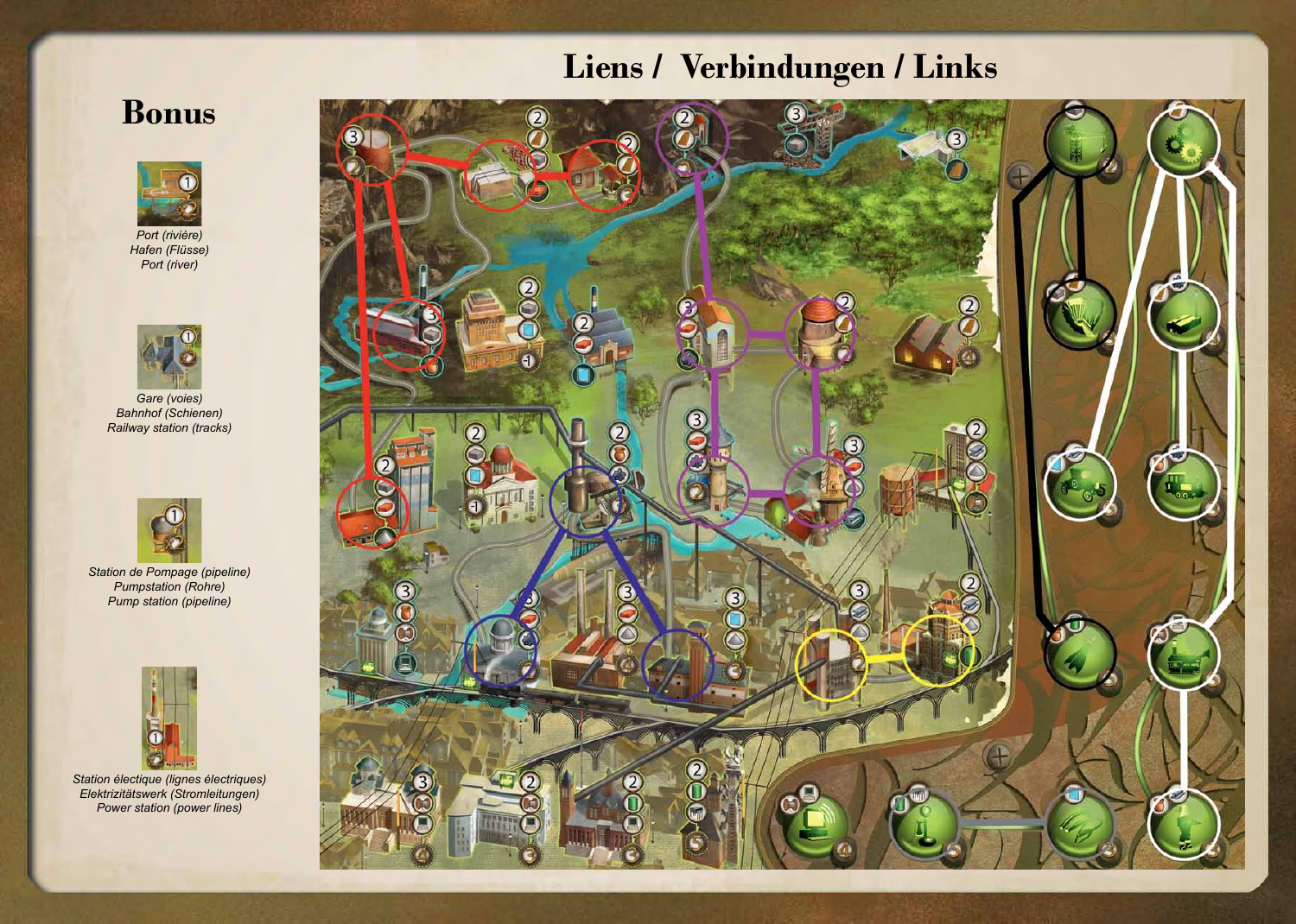# Bonus

Port (rivière)
Hafen (Flüsse)
Port (river)

Gare (voies)
Bahnhof (Schienen)
Railway station (tracks)

Station de Pompage (pipeline)
Pumpstation (Rohre)
Pump station (pipeline)

Station électique (lignes électriques)
Elektrizitätswerk (Stromleitungen)
Power station (power lines)

# Liens / Verbindungen / Links